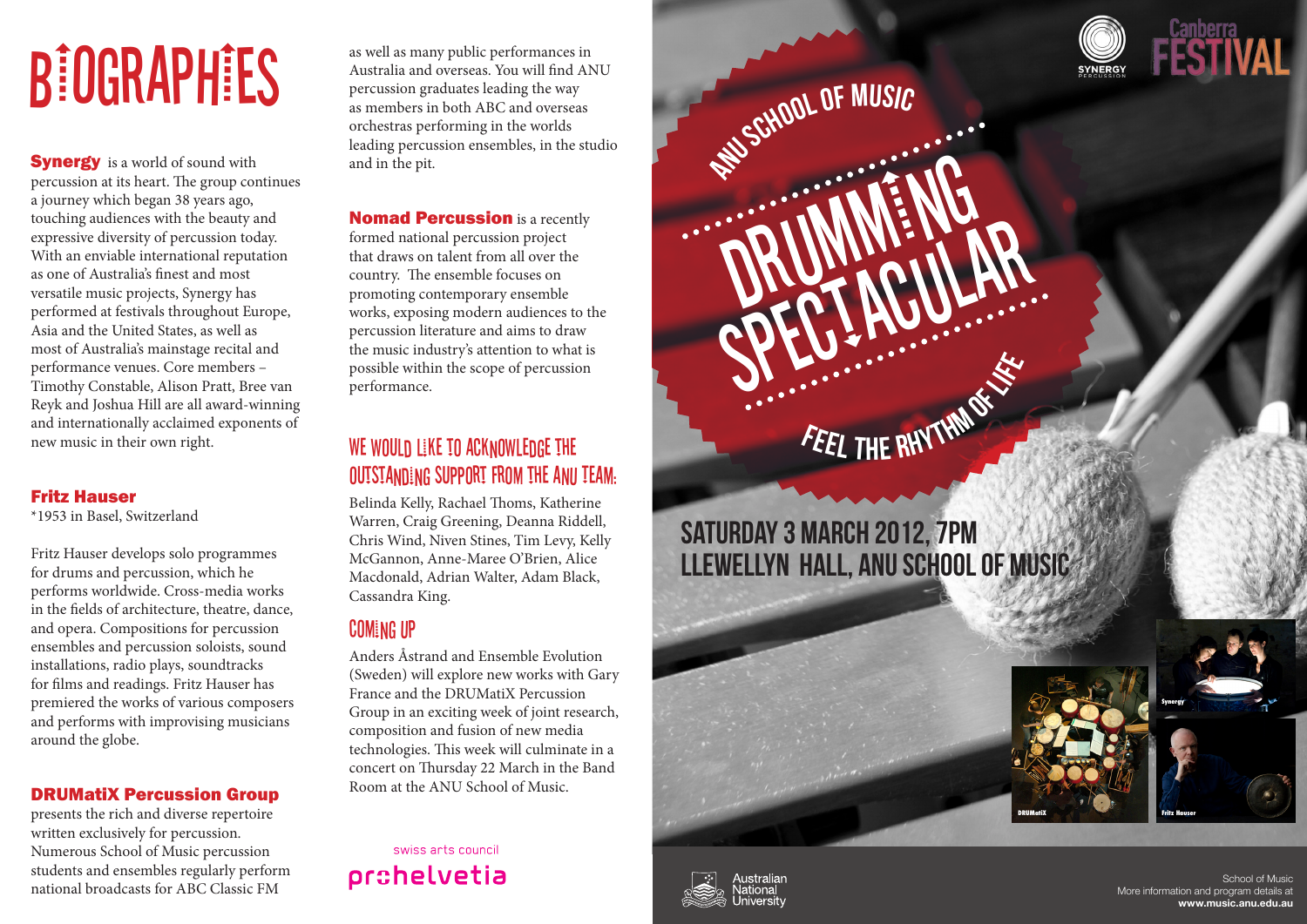# BIOGRAPHIES

**Synergy** is a world of sound with percussion at its heart. The group continues a journey which began 38 years ago, touching audiences with the beauty and expressive diversity of percussion today. With an enviable international reputation as one of Australia's finest and most versatile music projects, Synergy has performed at festivals throughout Europe, Asia and the United States, as well as most of Australia's mainstage recital and performance venues. Core members – Timothy Constable, Alison Pratt, Bree van Reyk and Joshua Hill are all award-winning and internationally acclaimed exponents of new music in their own right.

**Fritz Hauser**
*1953 in Basel, Switzerland

Fritz Hauser develops solo programmes for drums and percussion, which he performs worldwide. Cross-media works in the fields of architecture, theatre, dance, and opera. Compositions for percussion ensembles and percussion soloists, sound installations, radio plays, soundtracks for films and readings. Fritz Hauser has premiered the works of various composers and performs with improvising musicians around the globe.

**DRUMatiX Percussion Group**
presents the rich and diverse repertoire written exclusively for percussion. Numerous School of Music percussion students and ensembles regularly perform national broadcasts for ABC Classic FM as well as many public performances in Australia and overseas. You will find ANU percussion graduates leading the way as members in both ABC and overseas orchestras performing in the worlds leading percussion ensembles, in the studio and in the pit.

**Nomad Percussion** is a recently formed national percussion project that draws on talent from all over the country. The ensemble focuses on promoting contemporary ensemble works, exposing modern audiences to the percussion literature and aims to draw the music industry's attention to what is possible within the scope of percussion performance.

## WE WOULD LIKE TO ACKNOWLEDGE THE OUTSTANDING SUPPORT FROM THE ANU TEAM:

Belinda Kelly, Rachael Thoms, Katherine Warren, Craig Greening, Deanna Riddell, Chris Wind, Niven Stines, Tim Levy, Kelly McGannon, Anne-Maree O'Brien, Alice Macdonald, Adrian Walter, Adam Black, Cassandra King.

## COMING UP

Anders Åstrand and Ensemble Evolution (Sweden) will explore new works with Gary France and the DRUMatiX Percussion Group in an exciting week of joint research, composition and fusion of new media technologies. This week will culminate in a concert on Thursday 22 March in the Band Room at the ANU School of Music.

swiss arts council
prohelvetia

SYNERGY PERCUSSION

Canberra FESTIVAL

ANU SCHOOL OF MUSIC

# DRUMMING SPECTACULAR

FEEL THE RHYTHM OF LIFE

## SATURDAY 3 MARCH 2012, 7PM
## LLEWELLYN HALL, ANU SCHOOL OF MUSIC

DRUMatiX

Synergy

Fritz Hauser

Australian National University

School of Music
More information and program details at
**www.music.anu.edu.au**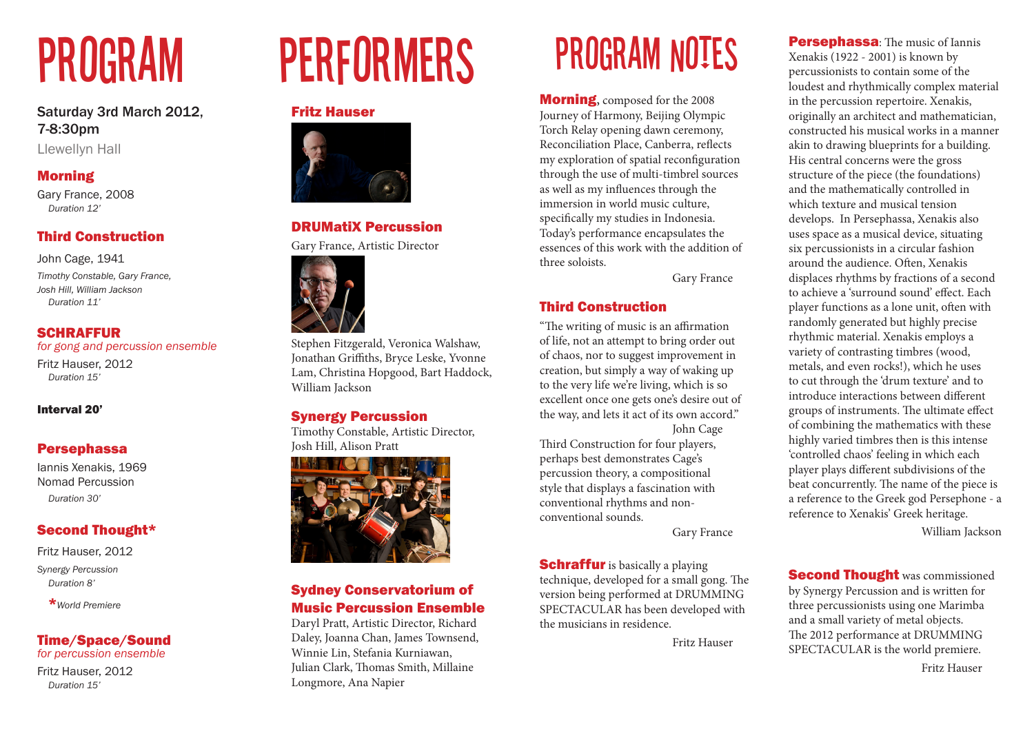# PROGRAM

Saturday 3rd March 2012, 7-8:30pm

Llewellyn Hall

## Morning

Gary France, 2008

*Duration 12'*

## Third Construction

John Cage, 1941

*Timothy Constable, Gary France, Josh Hill, William Jackson*

*Duration 11'*

## SCHRAFFUR

*for gong and percussion ensemble*

Fritz Hauser, 2012

*Duration 15'*

**Interval 20'**

## Persephassa

Iannis Xenakis, 1969

Nomad Percussion

*Duration 30'*

## Second Thought*

Fritz Hauser, 2012

*Synergy Percussion*

*Duration 8'*

**World Premiere*

## Time/Space/Sound

*for percussion ensemble*

Fritz Hauser, 2012

*Duration 15'*

# PERFORMERS

## Fritz Hauser

## DRUMatiX Percussion

Gary France, Artistic Director

Stephen Fitzgerald, Veronica Walshaw, Jonathan Griffiths, Bryce Leske, Yvonne Lam, Christina Hopgood, Bart Haddock, William Jackson

## Synergy Percussion

Timothy Constable, Artistic Director, Josh Hill, Alison Pratt

## Sydney Conservatorium of Music Percussion Ensemble

Daryl Pratt, Artistic Director, Richard Daley, Joanna Chan, James Townsend, Winnie Lin, Stefania Kurniawan, Julian Clark, Thomas Smith, Millaine Longmore, Ana Napier

# PROGRAM NOTES

**Morning**, composed for the 2008 Journey of Harmony, Beijing Olympic Torch Relay opening dawn ceremony, Reconciliation Place, Canberra, reflects my exploration of spatial reconfiguration through the use of multi-timbrel sources as well as my influences through the immersion in world music culture, specifically my studies in Indonesia. Today's performance encapsulates the essences of this work with the addition of three soloists.

Gary France

## Third Construction

"The writing of music is an affirmation of life, not an attempt to bring order out of chaos, nor to suggest improvement in creation, but simply a way of waking up to the very life we're living, which is so excellent once one gets one's desire out of the way, and lets it act of its own accord."

John Cage

Third Construction for four players, perhaps best demonstrates Cage's percussion theory, a compositional style that displays a fascination with conventional rhythms and non-conventional sounds.

Gary France

**Schraffur** is basically a playing technique, developed for a small gong. The version being performed at DRUMMING SPECTACULAR has been developed with the musicians in residence.

Fritz Hauser

**Persephassa**: The music of Iannis Xenakis (1922 - 2001) is known by percussionists to contain some of the loudest and rhythmically complex material in the percussion repertoire. Xenakis, originally an architect and mathematician, constructed his musical works in a manner akin to drawing blueprints for a building. His central concerns were the gross structure of the piece (the foundations) and the mathematically controlled in which texture and musical tension develops. In Persephassa, Xenakis also uses space as a musical device, situating six percussionists in a circular fashion around the audience. Often, Xenakis displaces rhythms by fractions of a second to achieve a 'surround sound' effect. Each player functions as a lone unit, often with randomly generated but highly precise rhythmic material. Xenakis employs a variety of contrasting timbres (wood, metals, and even rocks!), which he uses to cut through the 'drum texture' and to introduce interactions between different groups of instruments. The ultimate effect of combining the mathematics with these highly varied timbres then is this intense 'controlled chaos' feeling in which each player plays different subdivisions of the beat concurrently. The name of the piece is a reference to the Greek god Persephone - a reference to Xenakis' Greek heritage.

William Jackson

**Second Thought** was commissioned by Synergy Percussion and is written for three percussionists using one Marimba and a small variety of metal objects. The 2012 performance at DRUMMING SPECTACULAR is the world premiere.

Fritz Hauser